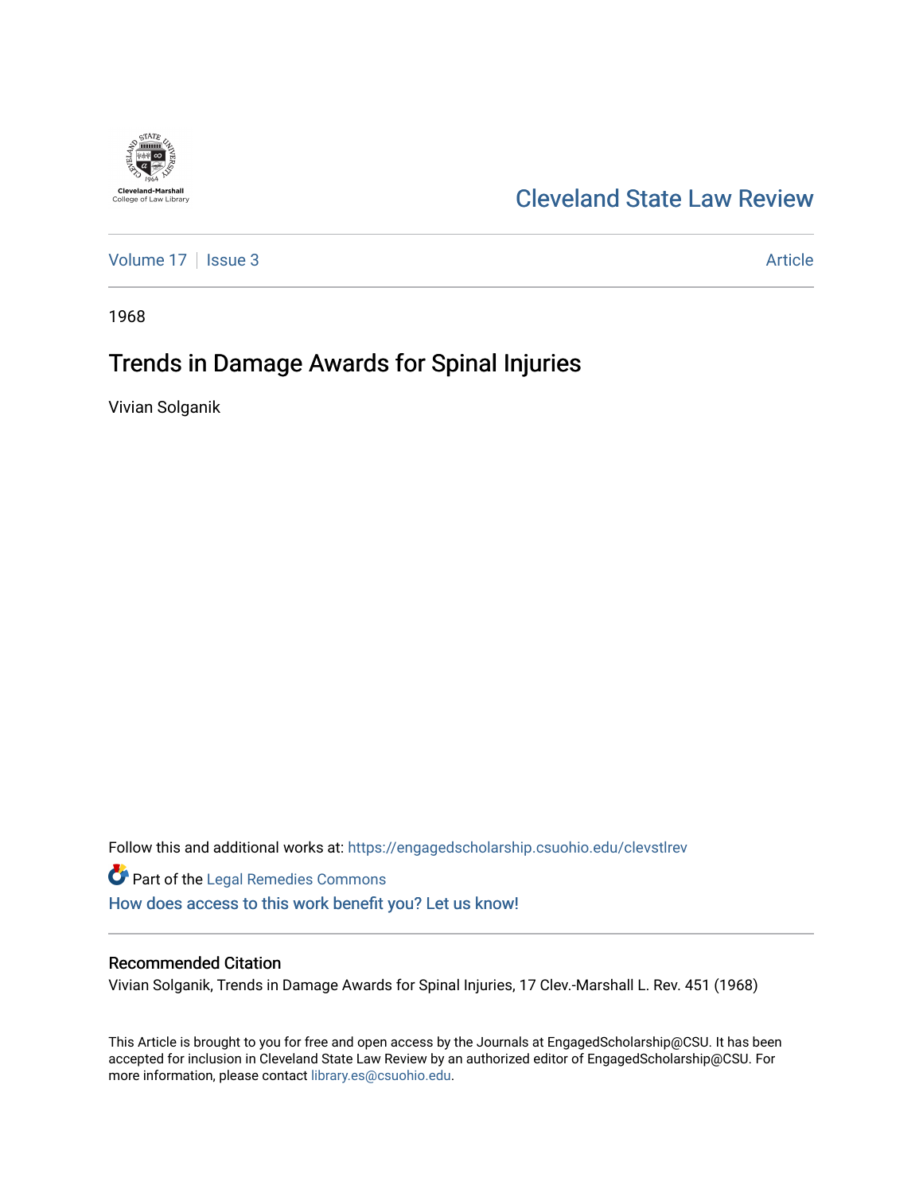Cleveland-Marshall College of Law Library

# Cleveland State Law Review

Volume 17 | Issue 3 — Article

1968

## Trends in Damage Awards for Spinal Injuries

Vivian Solganik

Follow this and additional works at: https://engagedscholarship.csuohio.edu/clevstlrev

Part of the Legal Remedies Commons

How does access to this work benefit you? Let us know!

### Recommended Citation

Vivian Solganik, Trends in Damage Awards for Spinal Injuries, 17 Clev.-Marshall L. Rev. 451 (1968)

This Article is brought to you for free and open access by the Journals at EngagedScholarship@CSU. It has been accepted for inclusion in Cleveland State Law Review by an authorized editor of EngagedScholarship@CSU. For more information, please contact library.es@csuohio.edu.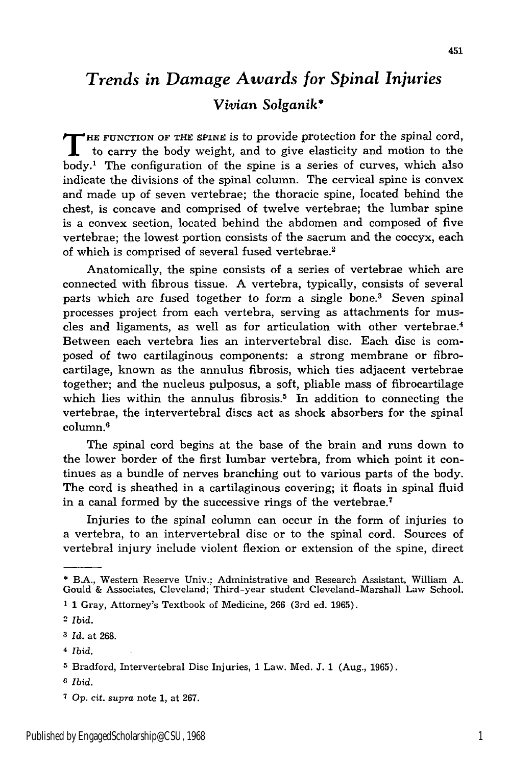# *Trends in Damage Awards for Spinal Injuries*

### *Vivian Solganik**

THE FUNCTION OF THE SPINE is to provide protection for the spinal cord, to carry the body weight, and to give elasticity and motion to the body.[1] The configuration of the spine is a series of curves, which also indicate the divisions of the spinal column. The cervical spine is convex and made up of seven vertebrae; the thoracic spine, located behind the chest, is concave and comprised of twelve vertebrae; the lumbar spine is a convex section, located behind the abdomen and composed of five vertebrae; the lowest portion consists of the sacrum and the coccyx, each of which is comprised of several fused vertebrae.[2]

Anatomically, the spine consists of a series of vertebrae which are connected with fibrous tissue. A vertebra, typically, consists of several parts which are fused together to form a single bone.[3] Seven spinal processes project from each vertebra, serving as attachments for muscles and ligaments, as well as for articulation with other vertebrae.[4] Between each vertebra lies an intervertebral disc. Each disc is composed of two cartilaginous components: a strong membrane or fibrocartilage, known as the annulus fibrosis, which ties adjacent vertebrae together; and the nucleus pulposus, a soft, pliable mass of fibrocartilage which lies within the annulus fibrosis.[5] In addition to connecting the vertebrae, the intervertebral discs act as shock absorbers for the spinal column.[6]

The spinal cord begins at the base of the brain and runs down to the lower border of the first lumbar vertebra, from which point it continues as a bundle of nerves branching out to various parts of the body. The cord is sheathed in a cartilaginous covering; it floats in spinal fluid in a canal formed by the successive rings of the vertebrae.[7]

Injuries to the spinal column can occur in the form of injuries to a vertebra, to an intervertebral disc or to the spinal cord. Sources of vertebral injury include violent flexion or extension of the spine, direct

---

\* B.A., Western Reserve Univ.; Administrative and Research Assistant, William A. Gould & Associates, Cleveland; Third-year student Cleveland-Marshall Law School.

[1] 1 Gray, Attorney's Textbook of Medicine, 266 (3rd ed. 1965).

[2] *Ibid.*

[3] *Id.* at 268.

[4] *Ibid.*

[5] Bradford, Intervertebral Disc Injuries, 1 Law. Med. J. 1 (Aug., 1965).

[6] *Ibid.*

[7] *Op. cit. supra* note 1, at 267.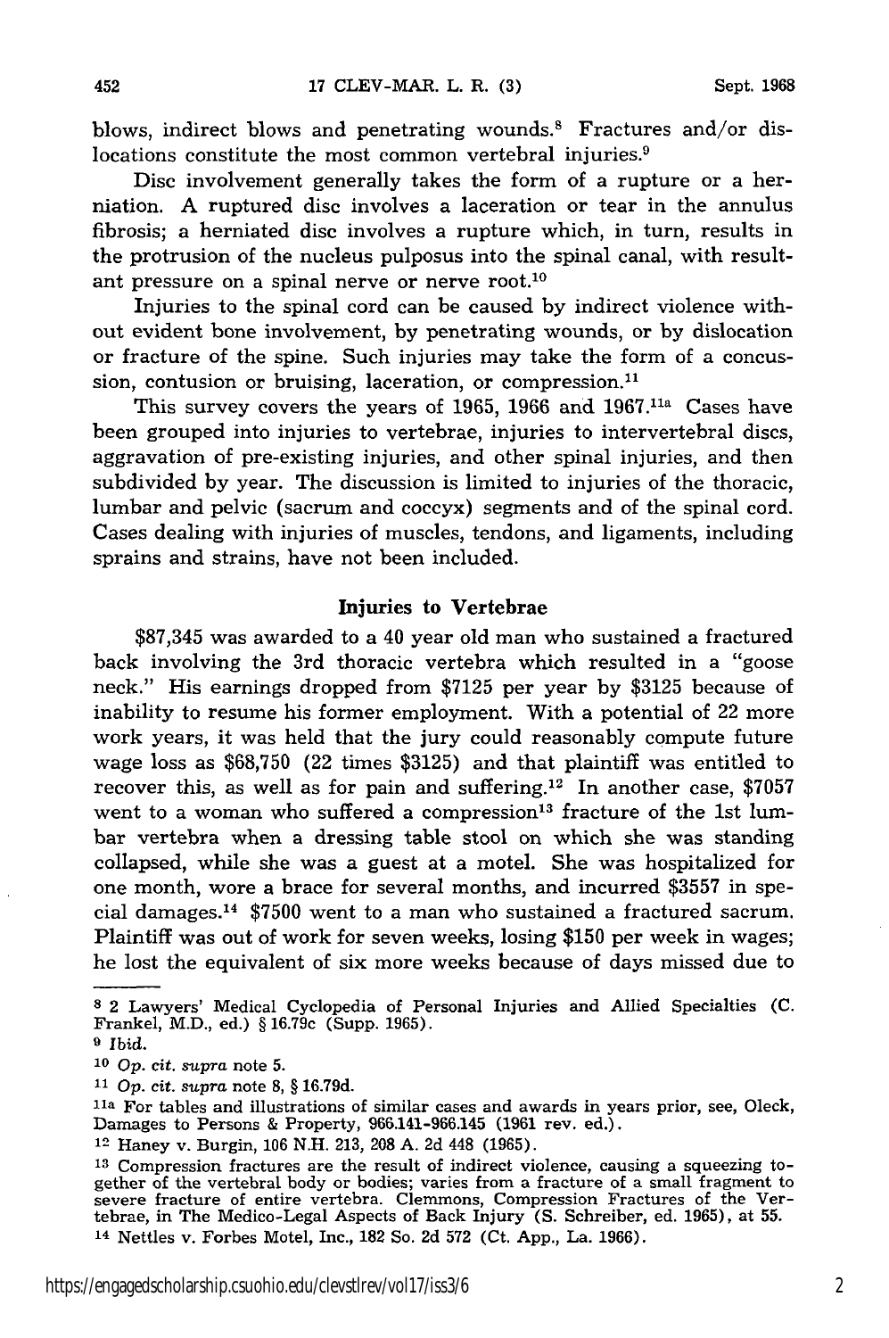blows, indirect blows and penetrating wounds.[8] Fractures and/or dislocations constitute the most common vertebral injuries.[9]

Disc involvement generally takes the form of a rupture or a herniation. A ruptured disc involves a laceration or tear in the annulus fibrosis; a herniated disc involves a rupture which, in turn, results in the protrusion of the nucleus pulposus into the spinal canal, with resultant pressure on a spinal nerve or nerve root.[10]

Injuries to the spinal cord can be caused by indirect violence without evident bone involvement, by penetrating wounds, or by dislocation or fracture of the spine. Such injuries may take the form of a concussion, contusion or bruising, laceration, or compression.[11]

This survey covers the years of 1965, 1966 and 1967.[11a] Cases have been grouped into injuries to vertebrae, injuries to intervertebral discs, aggravation of pre-existing injuries, and other spinal injuries, and then subdivided by year. The discussion is limited to injuries of the thoracic, lumbar and pelvic (sacrum and coccyx) segments and of the spinal cord. Cases dealing with injuries of muscles, tendons, and ligaments, including sprains and strains, have not been included.

## Injuries to Vertebrae

$87,345 was awarded to a 40 year old man who sustained a fractured back involving the 3rd thoracic vertebra which resulted in a "goose neck." His earnings dropped from $7125 per year by $3125 because of inability to resume his former employment. With a potential of 22 more work years, it was held that the jury could reasonably compute future wage loss as $68,750 (22 times $3125) and that plaintiff was entitled to recover this, as well as for pain and suffering.[12] In another case, $7057 went to a woman who suffered a compression[13] fracture of the 1st lumbar vertebra when a dressing table stool on which she was standing collapsed, while she was a guest at a motel. She was hospitalized for one month, wore a brace for several months, and incurred $3557 in special damages.[14] $7500 went to a man who sustained a fractured sacrum. Plaintiff was out of work for seven weeks, losing $150 per week in wages; he lost the equivalent of six more weeks because of days missed due to

---

[8] 2 Lawyers' Medical Cyclopedia of Personal Injuries and Allied Specialties (C. Frankel, M.D., ed.) § 16.79c (Supp. 1965).

[9] *Ibid.*

[10] *Op. cit. supra* note 5.

[11] *Op. cit. supra* note 8, § 16.79d.

[11a] For tables and illustrations of similar cases and awards in years prior, see, Oleck, Damages to Persons & Property, 966.141-966.145 (1961 rev. ed.).

[12] Haney v. Burgin, 106 N.H. 213, 208 A. 2d 448 (1965).

[13] Compression fractures are the result of indirect violence, causing a squeezing together of the vertebral body or bodies; varies from a fracture of a small fragment to severe fracture of entire vertebra. Clemmons, Compression Fractures of the Vertebrae, in The Medico-Legal Aspects of Back Injury (S. Schreiber, ed. 1965), at 55.

[14] Nettles v. Forbes Motel, Inc., 182 So. 2d 572 (Ct. App., La. 1966).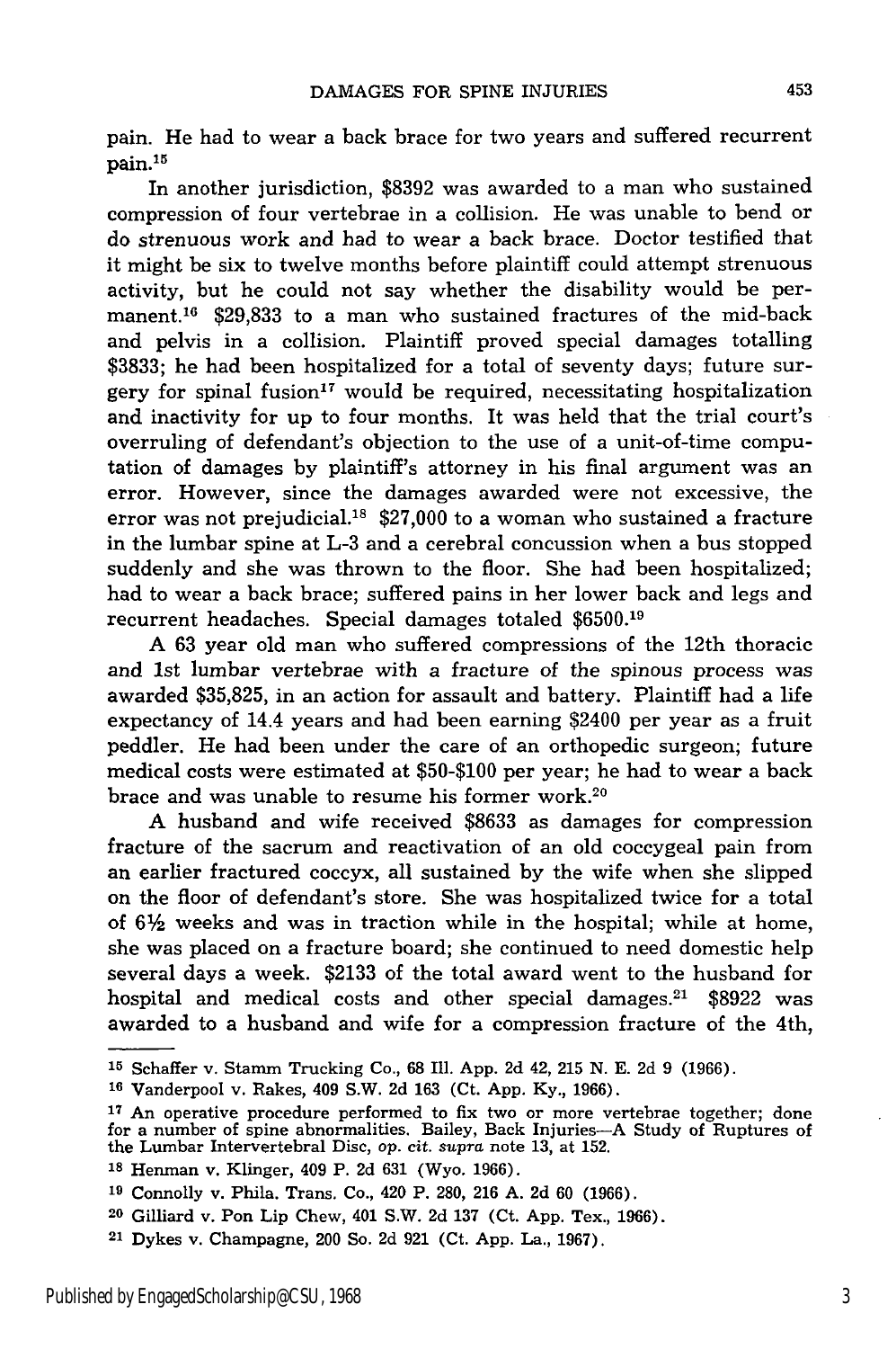pain. He had to wear a back brace for two years and suffered recurrent pain.[15]

In another jurisdiction, \$8392 was awarded to a man who sustained compression of four vertebrae in a collision. He was unable to bend or do strenuous work and had to wear a back brace. Doctor testified that it might be six to twelve months before plaintiff could attempt strenuous activity, but he could not say whether the disability would be permanent.[16] \$29,833 to a man who sustained fractures of the mid-back and pelvis in a collision. Plaintiff proved special damages totalling \$3833; he had been hospitalized for a total of seventy days; future surgery for spinal fusion[17] would be required, necessitating hospitalization and inactivity for up to four months. It was held that the trial court's overruling of defendant's objection to the use of a unit-of-time computation of damages by plaintiff's attorney in his final argument was an error. However, since the damages awarded were not excessive, the error was not prejudicial.[18] \$27,000 to a woman who sustained a fracture in the lumbar spine at L-3 and a cerebral concussion when a bus stopped suddenly and she was thrown to the floor. She had been hospitalized; had to wear a back brace; suffered pains in her lower back and legs and recurrent headaches. Special damages totaled \$6500.[19]

A 63 year old man who suffered compressions of the 12th thoracic and 1st lumbar vertebrae with a fracture of the spinous process was awarded \$35,825, in an action for assault and battery. Plaintiff had a life expectancy of 14.4 years and had been earning \$2400 per year as a fruit peddler. He had been under the care of an orthopedic surgeon; future medical costs were estimated at \$50-\$100 per year; he had to wear a back brace and was unable to resume his former work.[20]

A husband and wife received \$8633 as damages for compression fracture of the sacrum and reactivation of an old coccygeal pain from an earlier fractured coccyx, all sustained by the wife when she slipped on the floor of defendant's store. She was hospitalized twice for a total of 6½ weeks and was in traction while in the hospital; while at home, she was placed on a fracture board; she continued to need domestic help several days a week. \$2133 of the total award went to the husband for hospital and medical costs and other special damages.[21] \$8922 was awarded to a husband and wife for a compression fracture of the 4th,

---

[15] Schaffer v. Stamm Trucking Co., 68 Ill. App. 2d 42, 215 N. E. 2d 9 (1966).

[16] Vanderpool v. Rakes, 409 S.W. 2d 163 (Ct. App. Ky., 1966).

[17] An operative procedure performed to fix two or more vertebrae together; done for a number of spine abnormalities. Bailey, Back Injuries—A Study of Ruptures of the Lumbar Intervertebral Disc, *op. cit. supra* note 13, at 152.

[18] Henman v. Klinger, 409 P. 2d 631 (Wyo. 1966).

[19] Connolly v. Phila. Trans. Co., 420 P. 280, 216 A. 2d 60 (1966).

[20] Gilliard v. Pon Lip Chew, 401 S.W. 2d 137 (Ct. App. Tex., 1966).

[21] Dykes v. Champagne, 200 So. 2d 921 (Ct. App. La., 1967).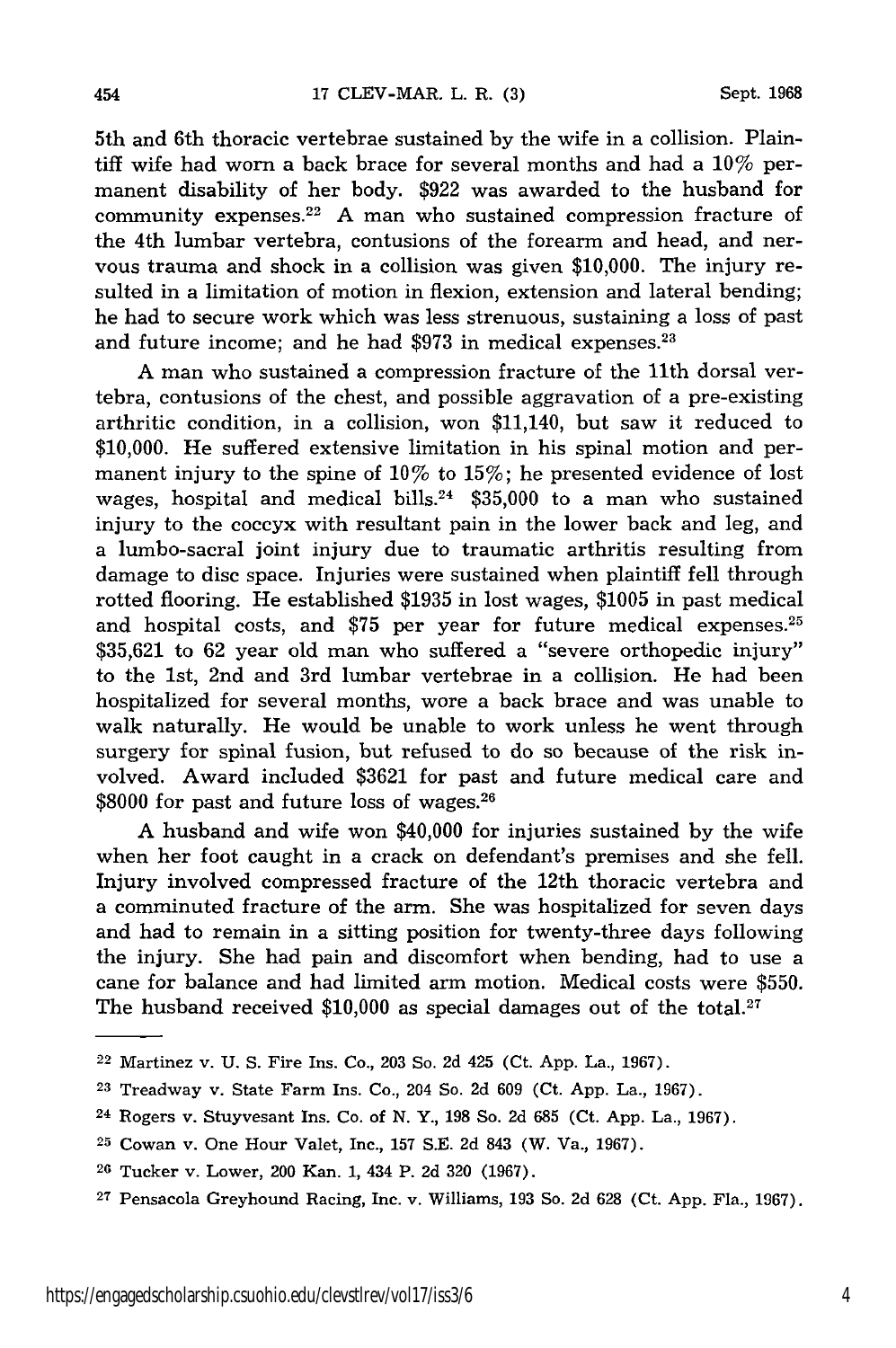5th and 6th thoracic vertebrae sustained by the wife in a collision. Plaintiff wife had worn a back brace for several months and had a 10% permanent disability of her body. $922 was awarded to the husband for community expenses.[22] A man who sustained compression fracture of the 4th lumbar vertebra, contusions of the forearm and head, and nervous trauma and shock in a collision was given $10,000. The injury resulted in a limitation of motion in flexion, extension and lateral bending; he had to secure work which was less strenuous, sustaining a loss of past and future income; and he had $973 in medical expenses.[23]

A man who sustained a compression fracture of the 11th dorsal vertebra, contusions of the chest, and possible aggravation of a pre-existing arthritic condition, in a collision, won $11,140, but saw it reduced to $10,000. He suffered extensive limitation in his spinal motion and permanent injury to the spine of 10% to 15%; he presented evidence of lost wages, hospital and medical bills.[24] $35,000 to a man who sustained injury to the coccyx with resultant pain in the lower back and leg, and a lumbo-sacral joint injury due to traumatic arthritis resulting from damage to disc space. Injuries were sustained when plaintiff fell through rotted flooring. He established $1935 in lost wages, $1005 in past medical and hospital costs, and $75 per year for future medical expenses.[25] $35,621 to 62 year old man who suffered a "severe orthopedic injury" to the 1st, 2nd and 3rd lumbar vertebrae in a collision. He had been hospitalized for several months, wore a back brace and was unable to walk naturally. He would be unable to work unless he went through surgery for spinal fusion, but refused to do so because of the risk involved. Award included $3621 for past and future medical care and $8000 for past and future loss of wages.[26]

A husband and wife won $40,000 for injuries sustained by the wife when her foot caught in a crack on defendant's premises and she fell. Injury involved compressed fracture of the 12th thoracic vertebra and a comminuted fracture of the arm. She was hospitalized for seven days and had to remain in a sitting position for twenty-three days following the injury. She had pain and discomfort when bending, had to use a cane for balance and had limited arm motion. Medical costs were $550. The husband received $10,000 as special damages out of the total.[27]

---

[22] Martinez v. U. S. Fire Ins. Co., 203 So. 2d 425 (Ct. App. La., 1967).

[23] Treadway v. State Farm Ins. Co., 204 So. 2d 609 (Ct. App. La., 1967).

[24] Rogers v. Stuyvesant Ins. Co. of N. Y., 198 So. 2d 685 (Ct. App. La., 1967).

[25] Cowan v. One Hour Valet, Inc., 157 S.E. 2d 843 (W. Va., 1967).

[26] Tucker v. Lower, 200 Kan. 1, 434 P. 2d 320 (1967).

[27] Pensacola Greyhound Racing, Inc. v. Williams, 193 So. 2d 628 (Ct. App. Fla., 1967).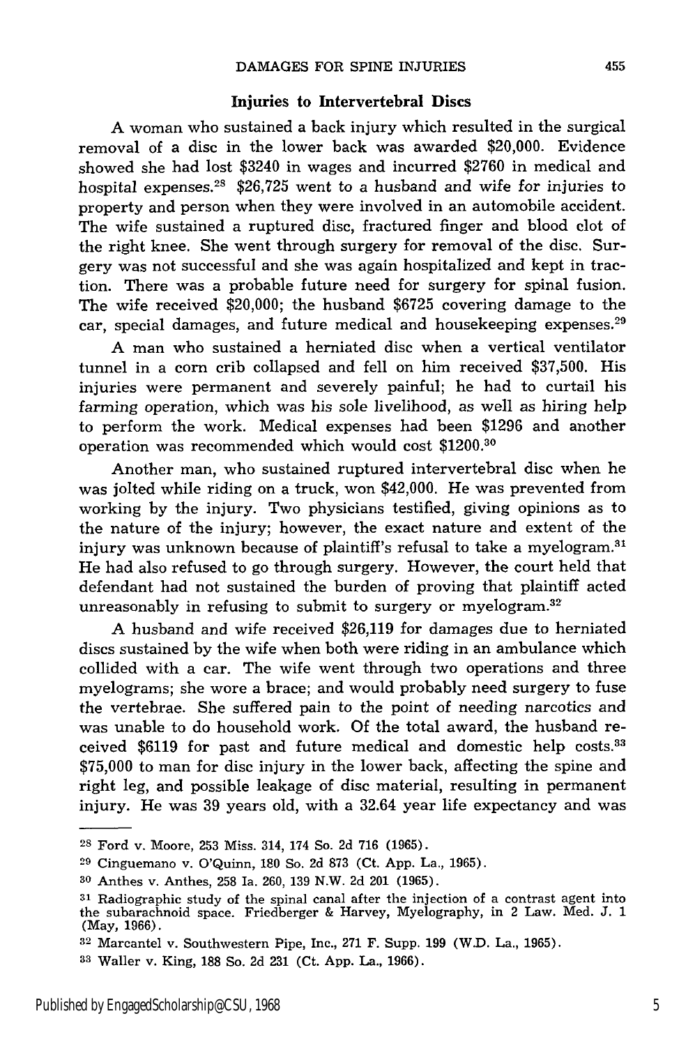### Injuries to Intervertebral Discs

A woman who sustained a back injury which resulted in the surgical removal of a disc in the lower back was awarded $20,000. Evidence showed she had lost $3240 in wages and incurred $2760 in medical and hospital expenses.[28] $26,725 went to a husband and wife for injuries to property and person when they were involved in an automobile accident. The wife sustained a ruptured disc, fractured finger and blood clot of the right knee. She went through surgery for removal of the disc. Surgery was not successful and she was again hospitalized and kept in traction. There was a probable future need for surgery for spinal fusion. The wife received $20,000; the husband $6725 covering damage to the car, special damages, and future medical and housekeeping expenses.[29]

A man who sustained a herniated disc when a vertical ventilator tunnel in a corn crib collapsed and fell on him received $37,500. His injuries were permanent and severely painful; he had to curtail his farming operation, which was his sole livelihood, as well as hiring help to perform the work. Medical expenses had been $1296 and another operation was recommended which would cost $1200.[30]

Another man, who sustained ruptured intervertebral disc when he was jolted while riding on a truck, won $42,000. He was prevented from working by the injury. Two physicians testified, giving opinions as to the nature of the injury; however, the exact nature and extent of the injury was unknown because of plaintiff's refusal to take a myelogram.[31] He had also refused to go through surgery. However, the court held that defendant had not sustained the burden of proving that plaintiff acted unreasonably in refusing to submit to surgery or myelogram.[32]

A husband and wife received $26,119 for damages due to herniated discs sustained by the wife when both were riding in an ambulance which collided with a car. The wife went through two operations and three myelograms; she wore a brace; and would probably need surgery to fuse the vertebrae. She suffered pain to the point of needing narcotics and was unable to do household work. Of the total award, the husband received $6119 for past and future medical and domestic help costs.[33] $75,000 to man for disc injury in the lower back, affecting the spine and right leg, and possible leakage of disc material, resulting in permanent injury. He was 39 years old, with a 32.64 year life expectancy and was

---

[28] Ford v. Moore, 253 Miss. 314, 174 So. 2d 716 (1965).

[29] Cinguemano v. O'Quinn, 180 So. 2d 873 (Ct. App. La., 1965).

[30] Anthes v. Anthes, 258 Ia. 260, 139 N.W. 2d 201 (1965).

[31] Radiographic study of the spinal canal after the injection of a contrast agent into the subarachnoid space. Friedberger & Harvey, Myelography, in 2 Law. Med. J. 1 (May, 1966).

[32] Marcantel v. Southwestern Pipe, Inc., 271 F. Supp. 199 (W.D. La., 1965).

[33] Waller v. King, 188 So. 2d 231 (Ct. App. La., 1966).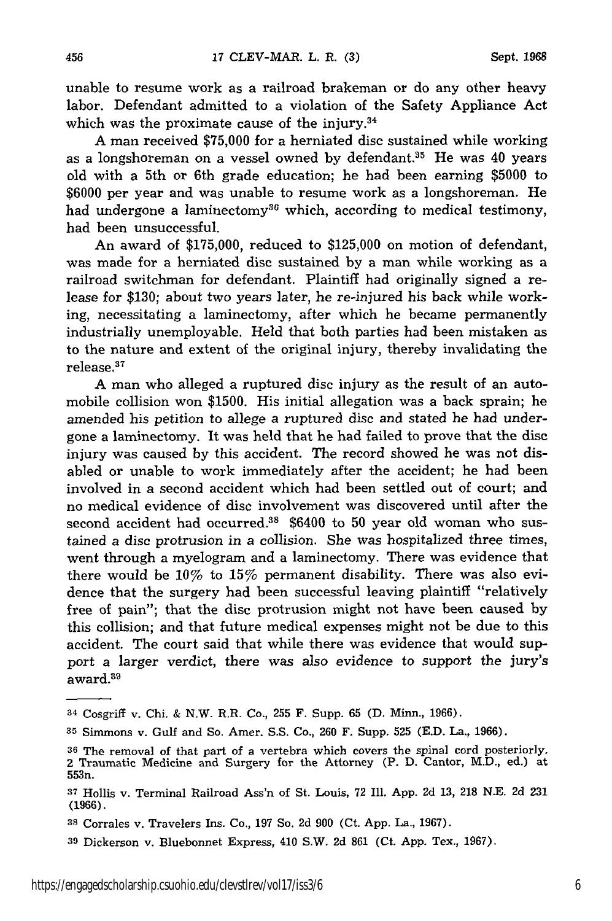unable to resume work as a railroad brakeman or do any other heavy labor. Defendant admitted to a violation of the Safety Appliance Act which was the proximate cause of the injury.[34]

A man received $75,000 for a herniated disc sustained while working as a longshoreman on a vessel owned by defendant.[35] He was 40 years old with a 5th or 6th grade education; he had been earning $5000 to $6000 per year and was unable to resume work as a longshoreman. He had undergone a laminectomy[36] which, according to medical testimony, had been unsuccessful.

An award of $175,000, reduced to $125,000 on motion of defendant, was made for a herniated disc sustained by a man while working as a railroad switchman for defendant. Plaintiff had originally signed a release for $130; about two years later, he re-injured his back while working, necessitating a laminectomy, after which he became permanently industrially unemployable. Held that both parties had been mistaken as to the nature and extent of the original injury, thereby invalidating the release.[37]

A man who alleged a ruptured disc injury as the result of an automobile collision won $1500. His initial allegation was a back sprain; he amended his petition to allege a ruptured disc and stated he had undergone a laminectomy. It was held that he had failed to prove that the disc injury was caused by this accident. The record showed he was not disabled or unable to work immediately after the accident; he had been involved in a second accident which had been settled out of court; and no medical evidence of disc involvement was discovered until after the second accident had occurred.[38] $6400 to 50 year old woman who sustained a disc protrusion in a collision. She was hospitalized three times, went through a myelogram and a laminectomy. There was evidence that there would be 10% to 15% permanent disability. There was also evidence that the surgery had been successful leaving plaintiff "relatively free of pain"; that the disc protrusion might not have been caused by this collision; and that future medical expenses might not be due to this accident. The court said that while there was evidence that would support a larger verdict, there was also evidence to support the jury's award.[39]

---

[34] Cosgriff v. Chi. & N.W. R.R. Co., 255 F. Supp. 65 (D. Minn., 1966).

[35] Simmons v. Gulf and So. Amer. S.S. Co., 260 F. Supp. 525 (E.D. La., 1966).

[36] The removal of that part of a vertebra which covers the spinal cord posteriorly. 2 Traumatic Medicine and Surgery for the Attorney (P. D. Cantor, M.D., ed.) at 553n.

[37] Hollis v. Terminal Railroad Ass'n of St. Louis, 72 Ill. App. 2d 13, 218 N.E. 2d 231 (1966).

[38] Corrales v. Travelers Ins. Co., 197 So. 2d 900 (Ct. App. La., 1967).

[39] Dickerson v. Bluebonnet Express, 410 S.W. 2d 861 (Ct. App. Tex., 1967).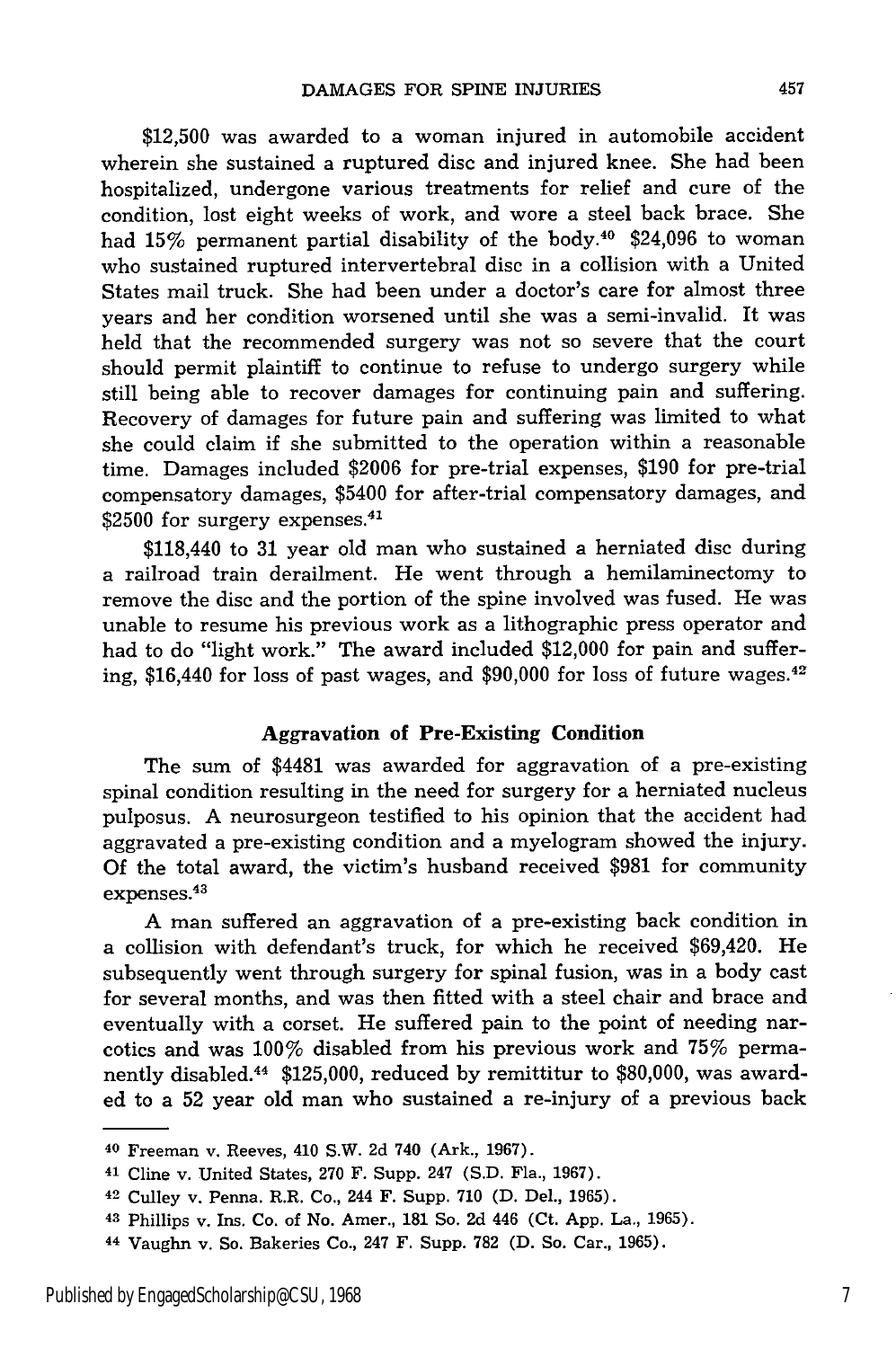$12,500 was awarded to a woman injured in automobile accident wherein she sustained a ruptured disc and injured knee. She had been hospitalized, undergone various treatments for relief and cure of the condition, lost eight weeks of work, and wore a steel back brace. She had 15% permanent partial disability of the body.[40] $24,096 to woman who sustained ruptured intervertebral disc in a collision with a United States mail truck. She had been under a doctor's care for almost three years and her condition worsened until she was a semi-invalid. It was held that the recommended surgery was not so severe that the court should permit plaintiff to continue to refuse to undergo surgery while still being able to recover damages for continuing pain and suffering. Recovery of damages for future pain and suffering was limited to what she could claim if she submitted to the operation within a reasonable time. Damages included $2006 for pre-trial expenses, $190 for pre-trial compensatory damages, $5400 for after-trial compensatory damages, and $2500 for surgery expenses.[41]

$118,440 to 31 year old man who sustained a herniated disc during a railroad train derailment. He went through a hemilaminectomy to remove the disc and the portion of the spine involved was fused. He was unable to resume his previous work as a lithographic press operator and had to do "light work." The award included $12,000 for pain and suffering, $16,440 for loss of past wages, and $90,000 for loss of future wages.[42]

### Aggravation of Pre-Existing Condition

The sum of $4481 was awarded for aggravation of a pre-existing spinal condition resulting in the need for surgery for a herniated nucleus pulposus. A neurosurgeon testified to his opinion that the accident had aggravated a pre-existing condition and a myelogram showed the injury. Of the total award, the victim's husband received $981 for community expenses.[43]

A man suffered an aggravation of a pre-existing back condition in a collision with defendant's truck, for which he received $69,420. He subsequently went through surgery for spinal fusion, was in a body cast for several months, and was then fitted with a steel chair and brace and eventually with a corset. He suffered pain to the point of needing narcotics and was 100% disabled from his previous work and 75% permanently disabled.[44] $125,000, reduced by remittitur to $80,000, was awarded to a 52 year old man who sustained a re-injury of a previous back

---

[40] Freeman v. Reeves, 410 S.W. 2d 740 (Ark., 1967).

[41] Cline v. United States, 270 F. Supp. 247 (S.D. Fla., 1967).

[42] Culley v. Penna. R.R. Co., 244 F. Supp. 710 (D. Del., 1965).

[43] Phillips v. Ins. Co. of No. Amer., 181 So. 2d 446 (Ct. App. La., 1965).

[44] Vaughn v. So. Bakeries Co., 247 F. Supp. 782 (D. So. Car., 1965).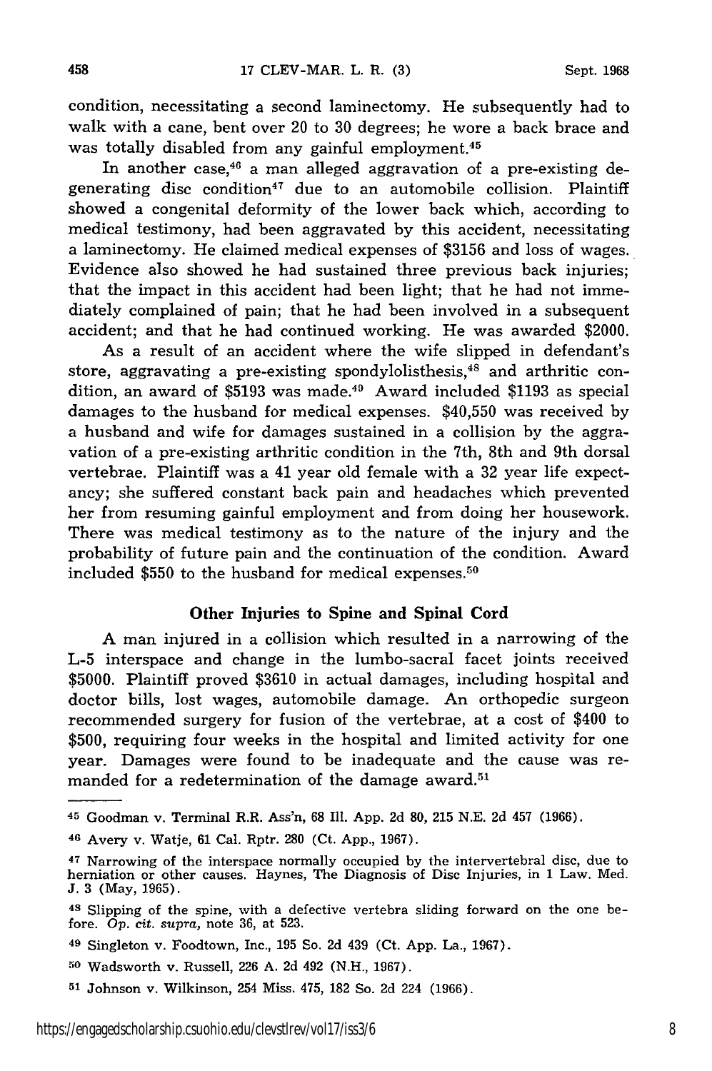condition, necessitating a second laminectomy. He subsequently had to walk with a cane, bent over 20 to 30 degrees; he wore a back brace and was totally disabled from any gainful employment.[45]

In another case,[46] a man alleged aggravation of a pre-existing degenerating disc condition[47] due to an automobile collision. Plaintiff showed a congenital deformity of the lower back which, according to medical testimony, had been aggravated by this accident, necessitating a laminectomy. He claimed medical expenses of $3156 and loss of wages. Evidence also showed he had sustained three previous back injuries; that the impact in this accident had been light; that he had not immediately complained of pain; that he had been involved in a subsequent accident; and that he had continued working. He was awarded $2000.

As a result of an accident where the wife slipped in defendant's store, aggravating a pre-existing spondylolisthesis,[48] and arthritic condition, an award of $5193 was made.[49] Award included $1193 as special damages to the husband for medical expenses. $40,550 was received by a husband and wife for damages sustained in a collision by the aggravation of a pre-existing arthritic condition in the 7th, 8th and 9th dorsal vertebrae. Plaintiff was a 41 year old female with a 32 year life expectancy; she suffered constant back pain and headaches which prevented her from resuming gainful employment and from doing her housework. There was medical testimony as to the nature of the injury and the probability of future pain and the continuation of the condition. Award included $550 to the husband for medical expenses.[50]

### Other Injuries to Spine and Spinal Cord

A man injured in a collision which resulted in a narrowing of the L-5 interspace and change in the lumbo-sacral facet joints received $5000. Plaintiff proved $3610 in actual damages, including hospital and doctor bills, lost wages, automobile damage. An orthopedic surgeon recommended surgery for fusion of the vertebrae, at a cost of $400 to $500, requiring four weeks in the hospital and limited activity for one year. Damages were found to be inadequate and the cause was remanded for a redetermination of the damage award.[51]

---

[45] Goodman v. Terminal R.R. Ass'n, 68 Ill. App. 2d 80, 215 N.E. 2d 457 (1966).

[46] Avery v. Watje, 61 Cal. Rptr. 280 (Ct. App., 1967).

[47] Narrowing of the interspace normally occupied by the intervertebral disc, due to herniation or other causes. Haynes, The Diagnosis of Disc Injuries, in 1 Law. Med. J. 3 (May, 1965).

[48] Slipping of the spine, with a defective vertebra sliding forward on the one before. *Op. cit. supra,* note 36, at 523.

[49] Singleton v. Foodtown, Inc., 195 So. 2d 439 (Ct. App. La., 1967).

[50] Wadsworth v. Russell, 226 A. 2d 492 (N.H., 1967).

[51] Johnson v. Wilkinson, 254 Miss. 475, 182 So. 2d 224 (1966).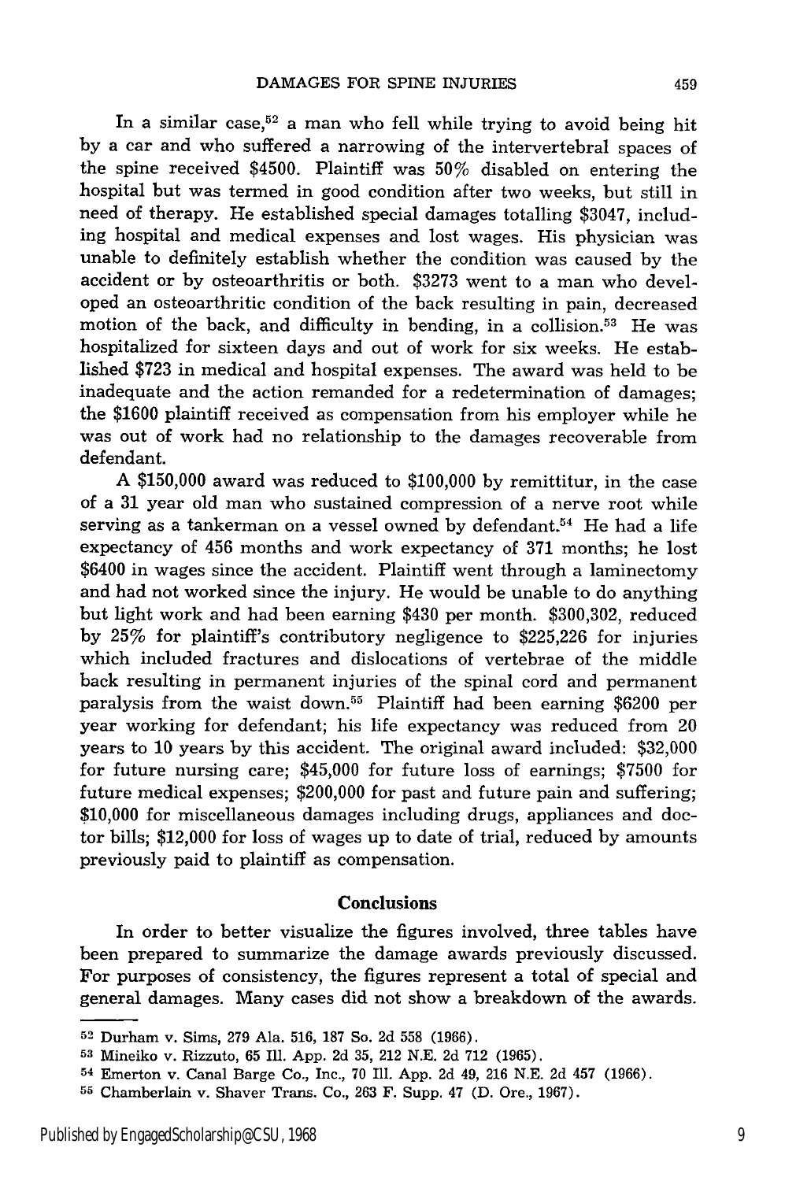In a similar case,[52] a man who fell while trying to avoid being hit by a car and who suffered a narrowing of the intervertebral spaces of the spine received $4500. Plaintiff was 50% disabled on entering the hospital but was termed in good condition after two weeks, but still in need of therapy. He established special damages totalling $3047, including hospital and medical expenses and lost wages. His physician was unable to definitely establish whether the condition was caused by the accident or by osteoarthritis or both. $3273 went to a man who developed an osteoarthritic condition of the back resulting in pain, decreased motion of the back, and difficulty in bending, in a collision.[53] He was hospitalized for sixteen days and out of work for six weeks. He established $723 in medical and hospital expenses. The award was held to be inadequate and the action remanded for a redetermination of damages; the $1600 plaintiff received as compensation from his employer while he was out of work had no relationship to the damages recoverable from defendant.

A $150,000 award was reduced to $100,000 by remittitur, in the case of a 31 year old man who sustained compression of a nerve root while serving as a tankerman on a vessel owned by defendant.[54] He had a life expectancy of 456 months and work expectancy of 371 months; he lost $6400 in wages since the accident. Plaintiff went through a laminectomy and had not worked since the injury. He would be unable to do anything but light work and had been earning $430 per month. $300,302, reduced by 25% for plaintiff's contributory negligence to $225,226 for injuries which included fractures and dislocations of vertebrae of the middle back resulting in permanent injuries of the spinal cord and permanent paralysis from the waist down.[55] Plaintiff had been earning $6200 per year working for defendant; his life expectancy was reduced from 20 years to 10 years by this accident. The original award included: $32,000 for future nursing care; $45,000 for future loss of earnings; $7500 for future medical expenses; $200,000 for past and future pain and suffering; $10,000 for miscellaneous damages including drugs, appliances and doctor bills; $12,000 for loss of wages up to date of trial, reduced by amounts previously paid to plaintiff as compensation.

## Conclusions

In order to better visualize the figures involved, three tables have been prepared to summarize the damage awards previously discussed. For purposes of consistency, the figures represent a total of special and general damages. Many cases did not show a breakdown of the awards.

---

[52] Durham v. Sims, 279 Ala. 516, 187 So. 2d 558 (1966).

[53] Mineiko v. Rizzuto, 65 Ill. App. 2d 35, 212 N.E. 2d 712 (1965).

[54] Emerton v. Canal Barge Co., Inc., 70 Ill. App. 2d 49, 216 N.E. 2d 457 (1966).

[55] Chamberlain v. Shaver Trans. Co., 263 F. Supp. 47 (D. Ore., 1967).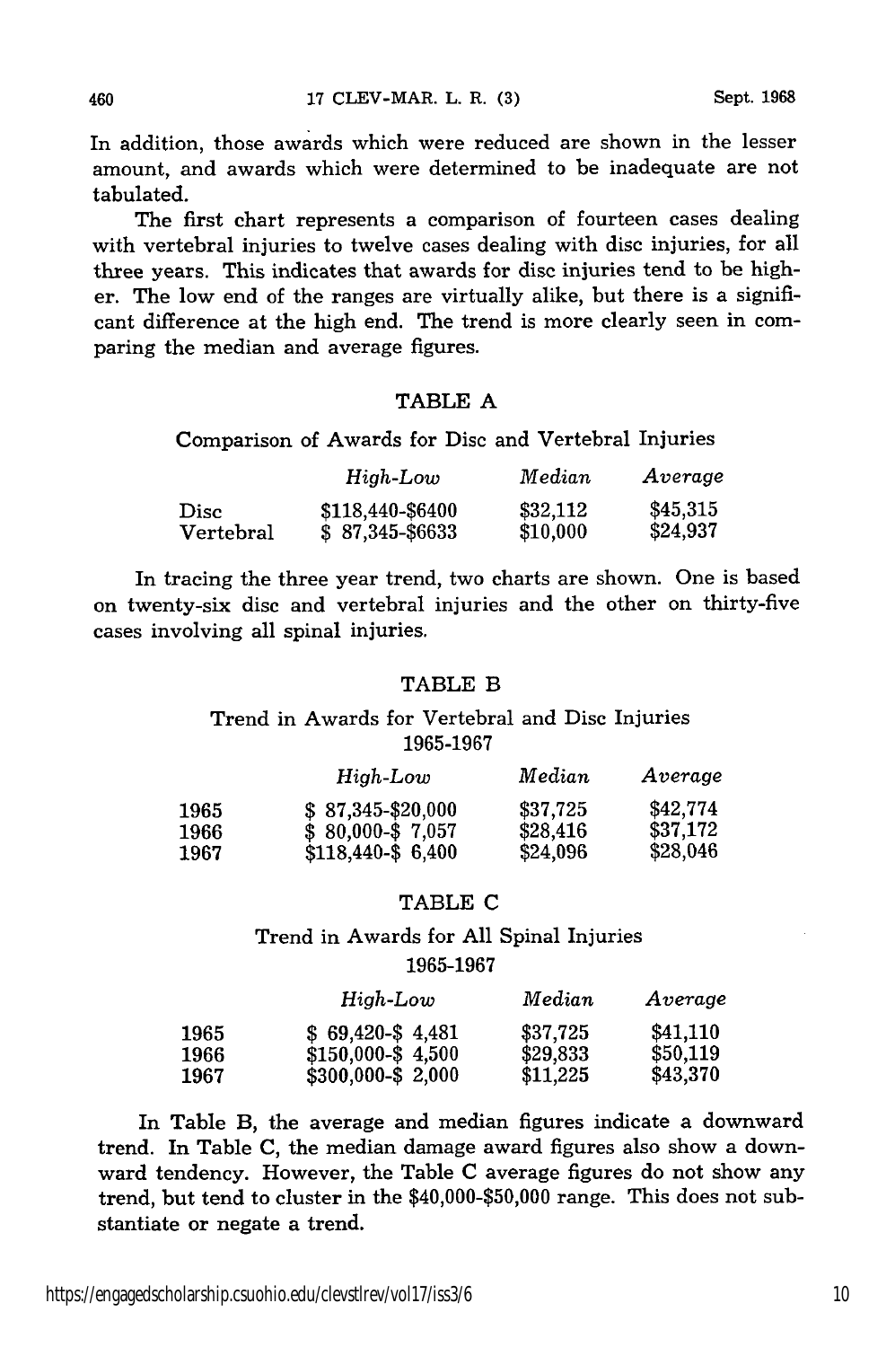In addition, those awards which were reduced are shown in the lesser amount, and awards which were determined to be inadequate are not tabulated.

The first chart represents a comparison of fourteen cases dealing with vertebral injuries to twelve cases dealing with disc injuries, for all three years. This indicates that awards for disc injuries tend to be higher. The low end of the ranges are virtually alike, but there is a significant difference at the high end. The trend is more clearly seen in comparing the median and average figures.

### TABLE A

Comparison of Awards for Disc and Vertebral Injuries

| | *High-Low* | *Median* | *Average* |
|---|---|---|---|
| Disc | $118,440-$6400 | $32,112 | $45,315 |
| Vertebral | $ 87,345-$6633 | $10,000 | $24,937 |

In tracing the three year trend, two charts are shown. One is based on twenty-six disc and vertebral injuries and the other on thirty-five cases involving all spinal injuries.

### TABLE B

Trend in Awards for Vertebral and Disc Injuries
1965-1967

| | *High-Low* | *Median* | *Average* |
|---|---|---|---|
| 1965 | $ 87,345-$20,000 | $37,725 | $42,774 |
| 1966 | $ 80,000-$ 7,057 | $28,416 | $37,172 |
| 1967 | $118,440-$ 6,400 | $24,096 | $28,046 |

### TABLE C

Trend in Awards for All Spinal Injuries
1965-1967

| | *High-Low* | *Median* | *Average* |
|---|---|---|---|
| 1965 | $ 69,420-$ 4,481 | $37,725 | $41,110 |
| 1966 | $150,000-$ 4,500 | $29,833 | $50,119 |
| 1967 | $300,000-$ 2,000 | $11,225 | $43,370 |

In Table B, the average and median figures indicate a downward trend. In Table C, the median damage award figures also show a downward tendency. However, the Table C average figures do not show any trend, but tend to cluster in the $40,000-$50,000 range. This does not substantiate or negate a trend.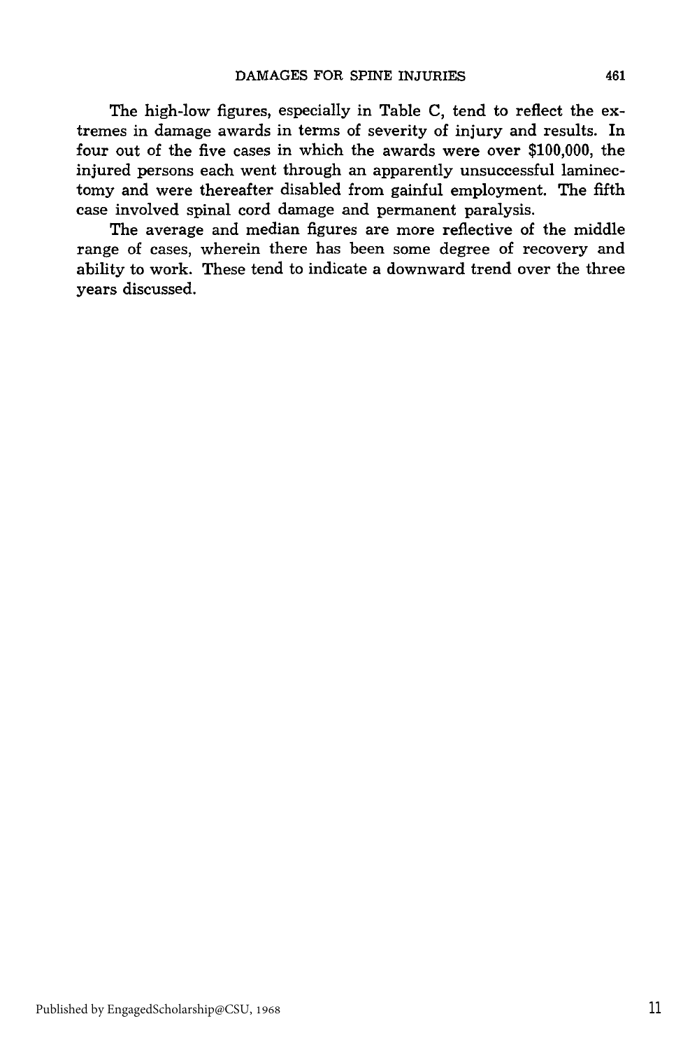The high-low figures, especially in Table C, tend to reflect the extremes in damage awards in terms of severity of injury and results. In four out of the five cases in which the awards were over $100,000, the injured persons each went through an apparently unsuccessful laminectomy and were thereafter disabled from gainful employment. The fifth case involved spinal cord damage and permanent paralysis.

The average and median figures are more reflective of the middle range of cases, wherein there has been some degree of recovery and ability to work. These tend to indicate a downward trend over the three years discussed.